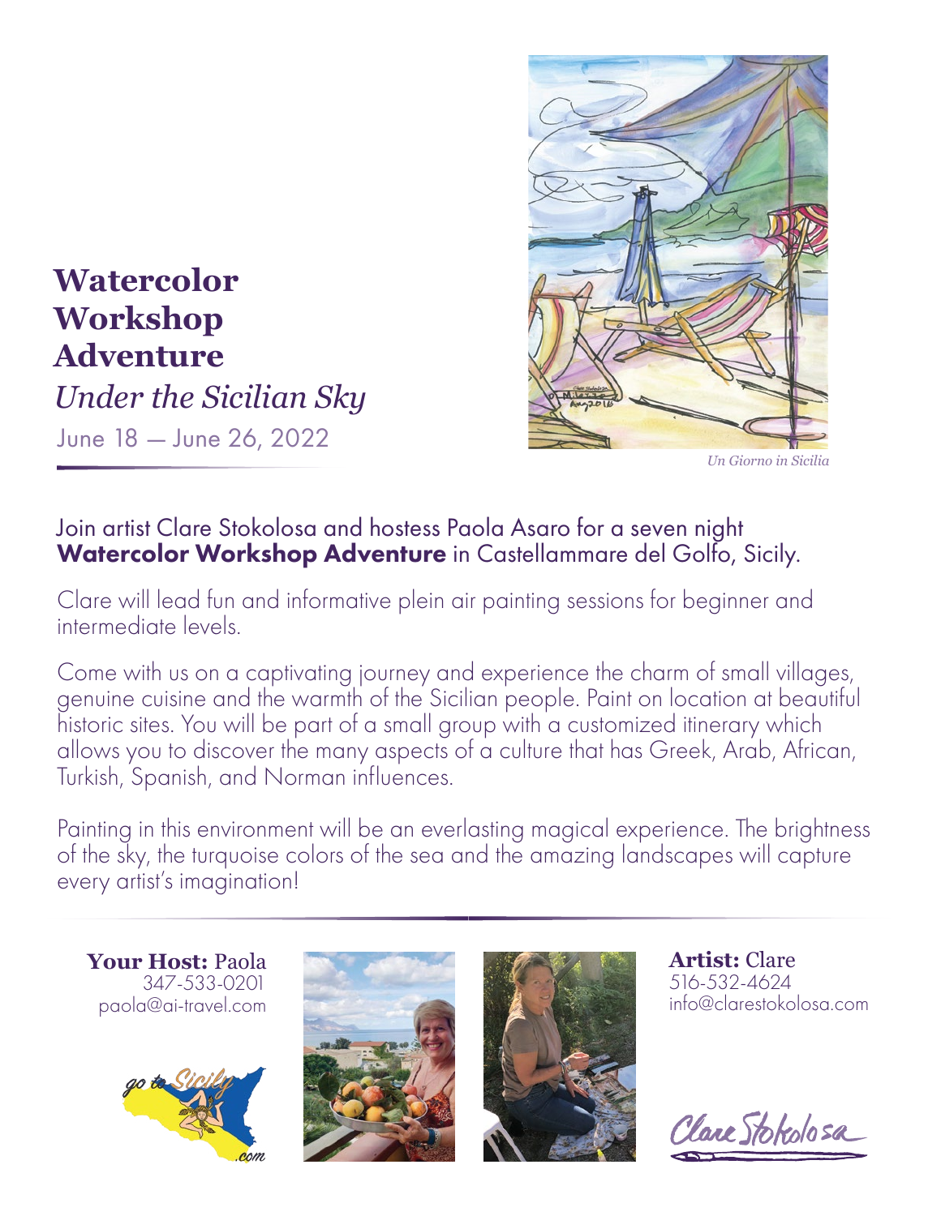# Watercolor Workshop Adventure

## *Under the Sicilian Sky*

June 18 — June 26, 2022

*Un Giorno in Sicilia*

Join artist Clare Stokolosa and hostess Paola Asaro for a seven night **Watercolor Workshop Adventure** in Castellammare del Golfo, Sicily.

Clare will lead fun and informative plein air painting sessions for beginner and intermediate levels.

Come with us on a captivating journey and experience the charm of small villages, genuine cuisine and the warmth of the Sicilian people. Paint on location at beautiful historic sites. You will be part of a small group with a customized itinerary which allows you to discover the many aspects of a culture that has Greek, Arab, African, Turkish, Spanish, and Norman influences.

Painting in this environment will be an everlasting magical experience. The brightness of the sky, the turquoise colors of the sea and the amazing landscapes will capture every artist's imagination!

**Your Host:** Paola
347-533-0201
paola@ai-travel.com

go to Sicily .com

**Artist:** Clare
516-532-4624
info@clarestokolosa.com

Clare Stokolosa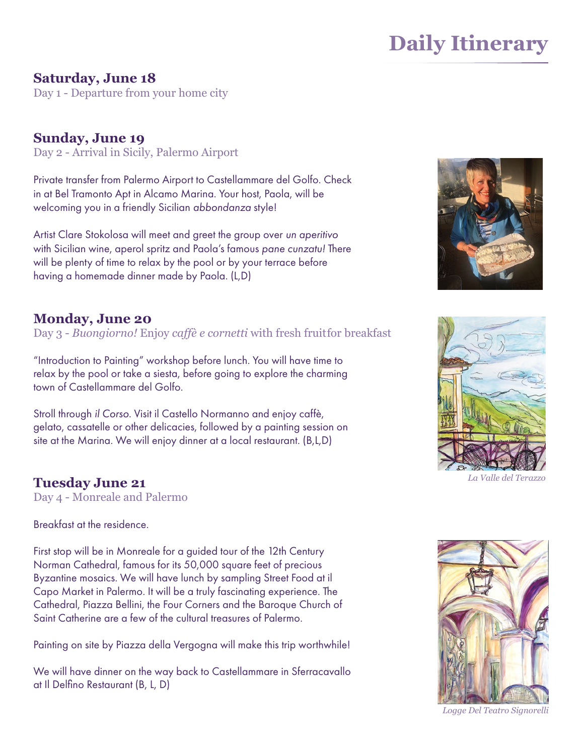# Daily Itinerary

**Saturday, June 18**
Day 1 - Departure from your home city

**Sunday, June 19**
Day 2 - Arrival in Sicily, Palermo Airport

Private transfer from Palermo Airport to Castellammare del Golfo. Check in at Bel Tramonto Apt in Alcamo Marina. Your host, Paola, will be welcoming you in a friendly Sicilian *abbondanza* style!

Artist Clare Stokolosa will meet and greet the group over *un aperitivo* with Sicilian wine, aperol spritz and Paola's famous *pane cunzatu!* There will be plenty of time to relax by the pool or by your terrace before having a homemade dinner made by Paola. (L,D)

**Monday, June 20**
Day 3 - *Buongiorno!* Enjoy *caffè e cornetti* with fresh fruitfor breakfast

"Introduction to Painting" workshop before lunch. You will have time to relax by the pool or take a siesta, before going to explore the charming town of Castellammare del Golfo.

Stroll through *il Corso*. Visit il Castello Normanno and enjoy caffè, gelato, cassatelle or other delicacies, followed by a painting session on site at the Marina. We will enjoy dinner at a local restaurant. (B,L,D)

*La Valle del Terazzo*

**Tuesday June 21**
Day 4 - Monreale and Palermo

Breakfast at the residence.

First stop will be in Monreale for a guided tour of the 12th Century Norman Cathedral, famous for its 50,000 square feet of precious Byzantine mosaics. We will have lunch by sampling Street Food at il Capo Market in Palermo. It will be a truly fascinating experience. The Cathedral, Piazza Bellini, the Four Corners and the Baroque Church of Saint Catherine are a few of the cultural treasures of Palermo.

Painting on site by Piazza della Vergogna will make this trip worthwhile!

We will have dinner on the way back to Castellammare in Sferracavallo at Il Delfino Restaurant (B, L, D)

*Logge Del Teatro Signorelli*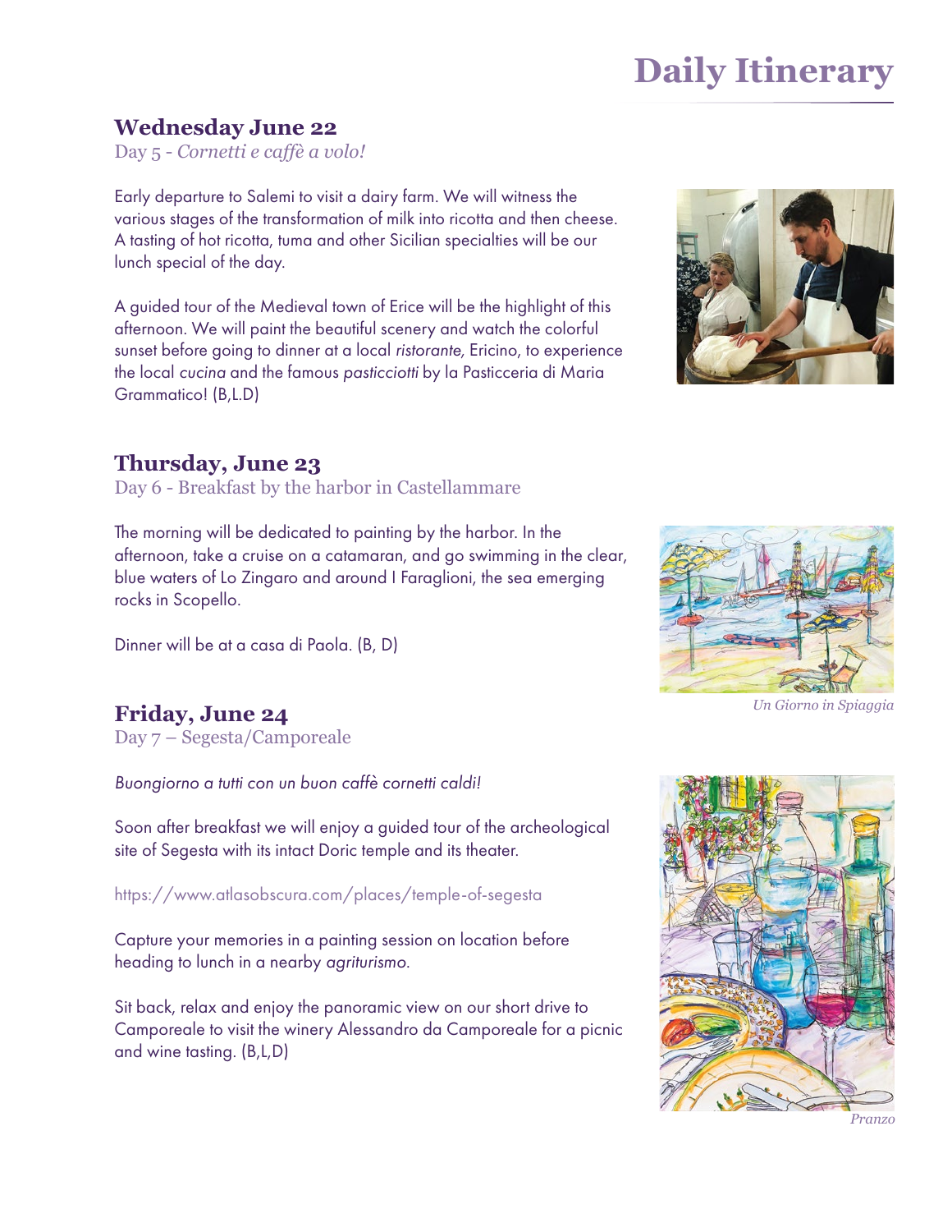# Daily Itinerary

## Wednesday June 22

Day 5 - *Cornetti e caffè a volo!*

Early departure to Salemi to visit a dairy farm. We will witness the various stages of the transformation of milk into ricotta and then cheese. A tasting of hot ricotta, tuma and other Sicilian specialties will be our lunch special of the day.

A guided tour of the Medieval town of Erice will be the highlight of this afternoon. We will paint the beautiful scenery and watch the colorful sunset before going to dinner at a local *ristorante,* Ericino, to experience the local *cucina* and the famous *pasticciotti* by la Pasticceria di Maria Grammatico! (B,L.D)

## Thursday, June 23

Day 6 - Breakfast by the harbor in Castellammare

The morning will be dedicated to painting by the harbor. In the afternoon, take a cruise on a catamaran, and go swimming in the clear, blue waters of Lo Zingaro and around I Faraglioni, the sea emerging rocks in Scopello.

Dinner will be at a casa di Paola. (B, D)

*Un Giorno in Spiaggia*

## Friday, June 24

Day 7 – Segesta/Camporeale

*Buongiorno a tutti con un buon caffè cornetti caldi!*

Soon after breakfast we will enjoy a guided tour of the archeological site of Segesta with its intact Doric temple and its theater.

https://www.atlasobscura.com/places/temple-of-segesta

Capture your memories in a painting session on location before heading to lunch in a nearby *agriturismo.*

Sit back, relax and enjoy the panoramic view on our short drive to Camporeale to visit the winery Alessandro da Camporeale for a picnic and wine tasting. (B,L,D)

*Pranzo*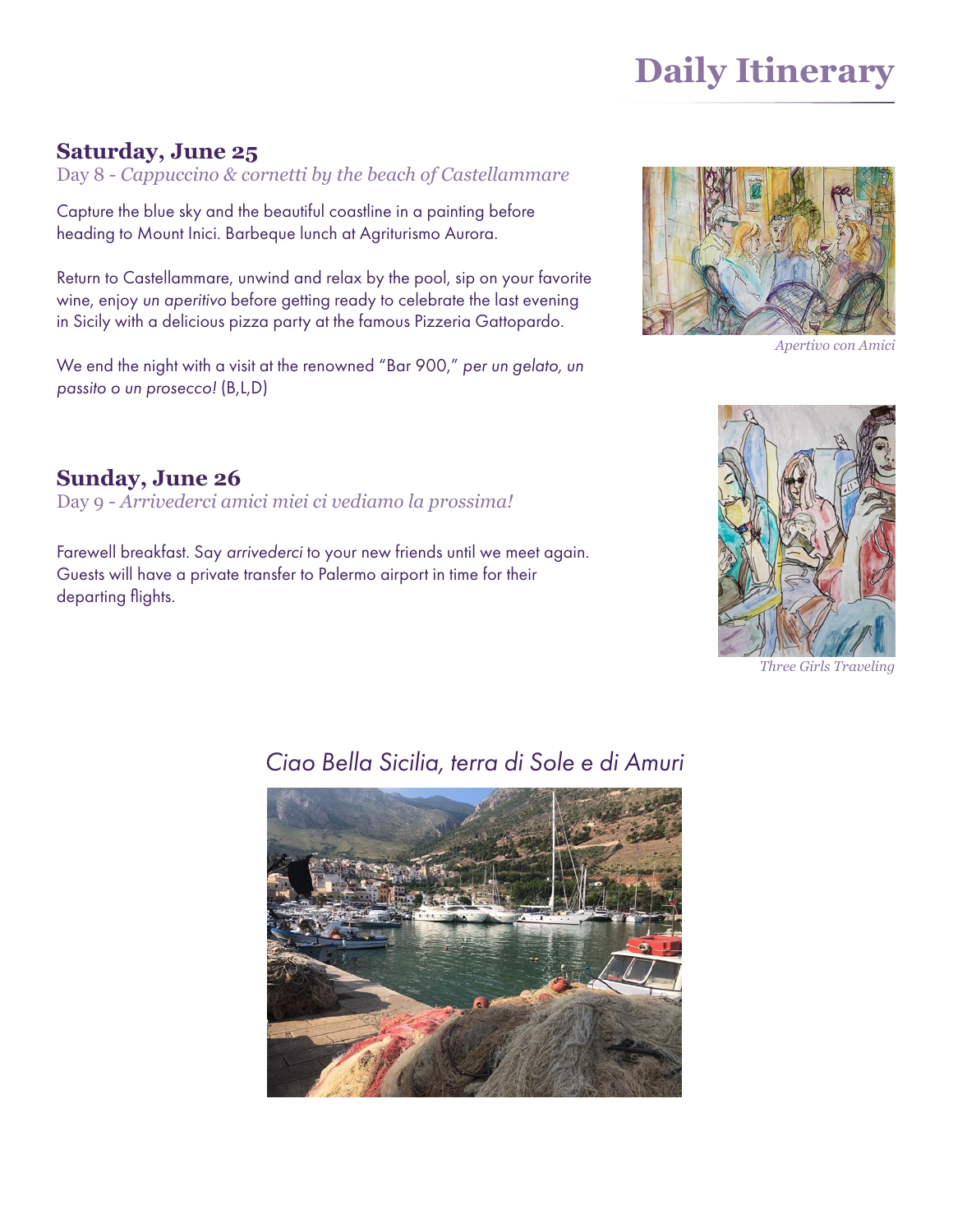# Daily Itinerary

## Saturday, June 25

Day 8 - *Cappuccino & cornetti by the beach of Castellammare*

Capture the blue sky and the beautiful coastline in a painting before heading to Mount Inici. Barbeque lunch at Agriturismo Aurora.

Return to Castellammare, unwind and relax by the pool, sip on your favorite wine, enjoy *un aperitivo* before getting ready to celebrate the last evening in Sicily with a delicious pizza party at the famous Pizzeria Gattopardo.

We end the night with a visit at the renowned "Bar 900," *per un gelato, un passito o un prosecco!* (B,L,D)

*Apertivo con Amici*

## Sunday, June 26

Day 9 - *Arrivederci amici miei ci vediamo la prossima!*

Farewell breakfast. Say *arrivederci* to your new friends until we meet again. Guests will have a private transfer to Palermo airport in time for their departing flights.

*Three Girls Traveling*

*Ciao Bella Sicilia, terra di Sole e di Amuri*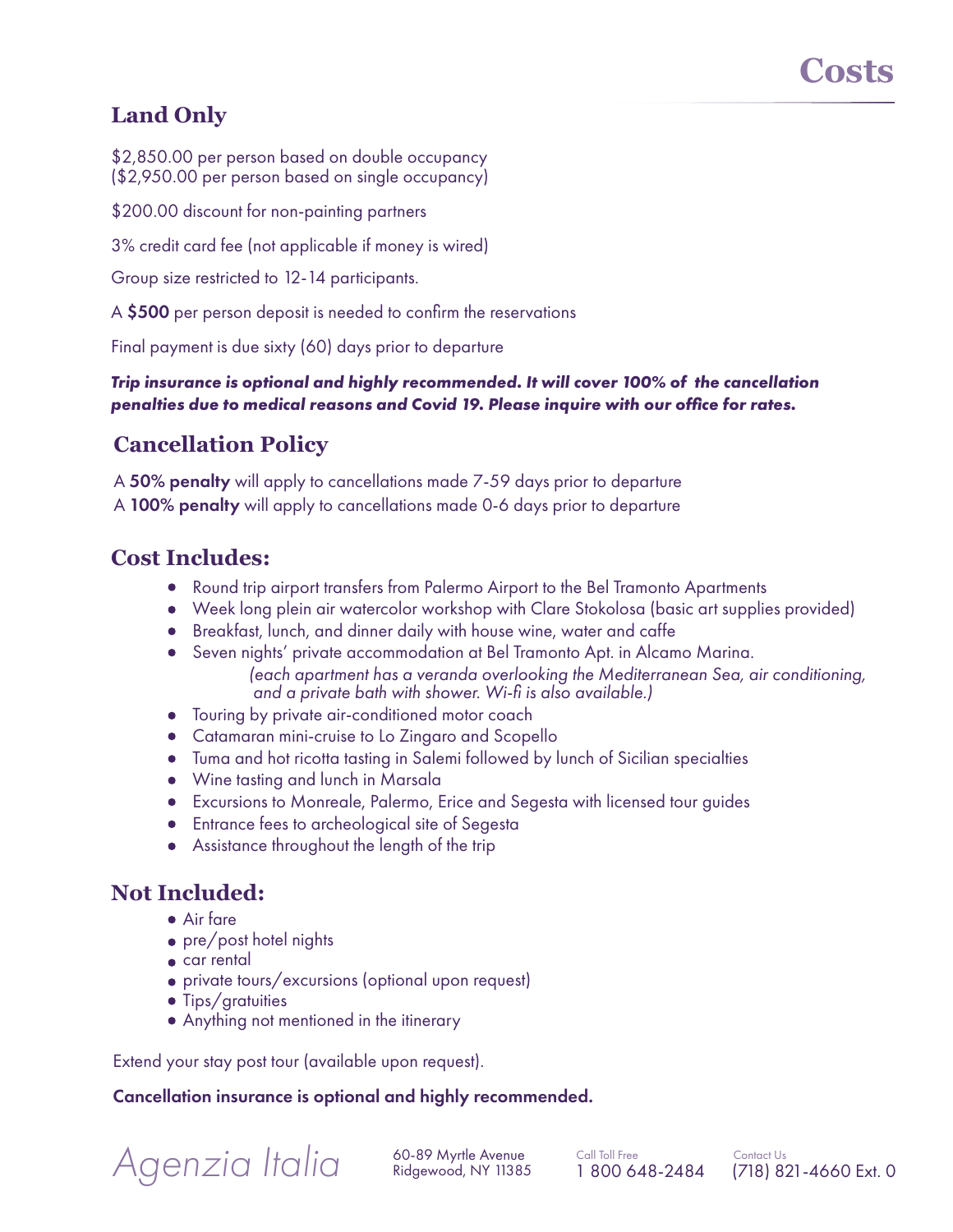# Costs

## Land Only

$2,850.00 per person based on double occupancy
($2,950.00 per person based on single occupancy)

$200.00 discount for non-painting partners

3% credit card fee (not applicable if money is wired)

Group size restricted to 12-14 participants.

A **$500** per person deposit is needed to confirm the reservations

Final payment is due sixty (60) days prior to departure

***Trip insurance is optional and highly recommended. It will cover 100% of the cancellation penalties due to medical reasons and Covid 19. Please inquire with our office for rates.***

## Cancellation Policy

A **50% penalty** will apply to cancellations made 7-59 days prior to departure
A **100% penalty** will apply to cancellations made 0-6 days prior to departure

## Cost Includes:

- Round trip airport transfers from Palermo Airport to the Bel Tramonto Apartments
- Week long plein air watercolor workshop with Clare Stokolosa (basic art supplies provided)
- Breakfast, lunch, and dinner daily with house wine, water and caffe
- Seven nights' private accommodation at Bel Tramonto Apt. in Alcamo Marina.
  *(each apartment has a veranda overlooking the Mediterranean Sea, air conditioning, and a private bath with shower. Wi-fi is also available.)*
- Touring by private air-conditioned motor coach
- Catamaran mini-cruise to Lo Zingaro and Scopello
- Tuma and hot ricotta tasting in Salemi followed by lunch of Sicilian specialties
- Wine tasting and lunch in Marsala
- Excursions to Monreale, Palermo, Erice and Segesta with licensed tour guides
- Entrance fees to archeological site of Segesta
- Assistance throughout the length of the trip

## Not Included:

- Air fare
- pre/post hotel nights
- car rental
- private tours/excursions (optional upon request)
- Tips/gratuities
- Anything not mentioned in the itinerary

Extend your stay post tour (available upon request).

**Cancellation insurance is optional and highly recommended.**

Agenzia Italia
60-89 Myrtle Avenue
Ridgewood, NY 11385

Call Toll Free
1 800 648-2484

Contact Us
(718) 821-4660 Ext. 0